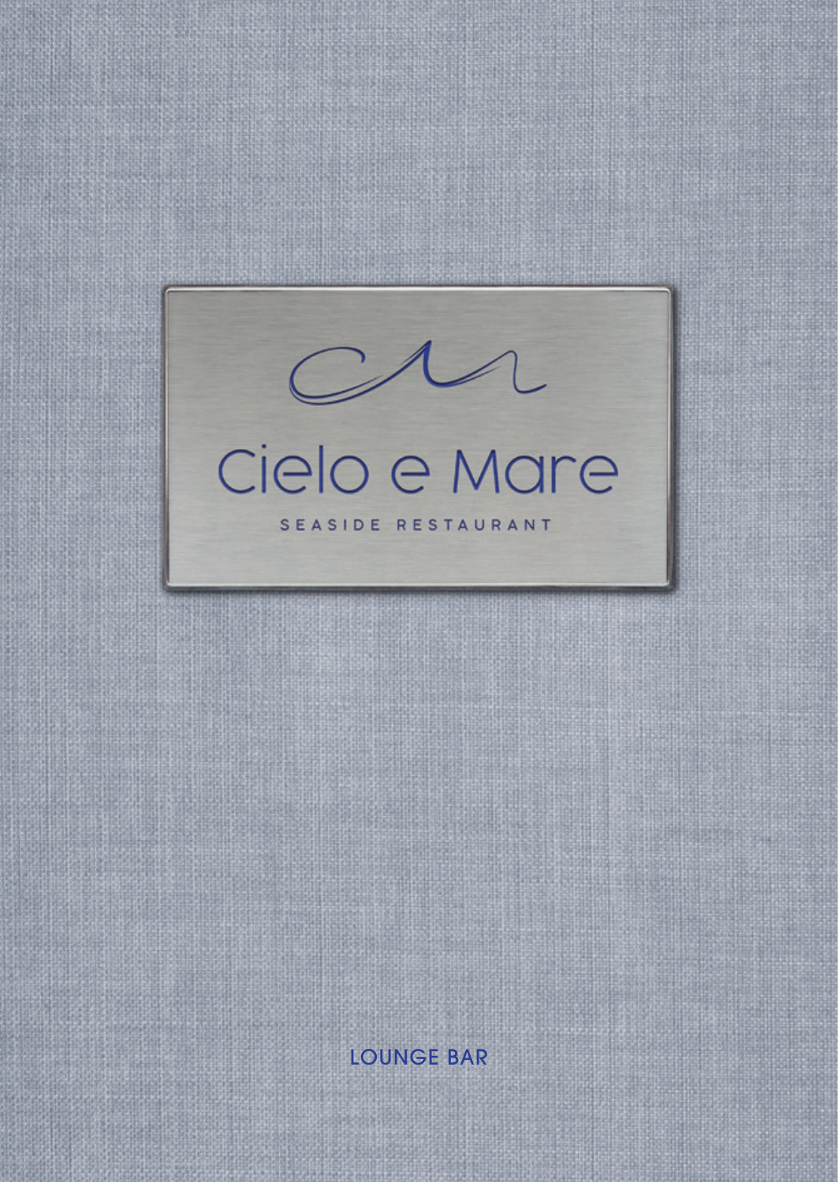# Cielo e Mare

SEASIDE RESTAURANT

LOUNGE BAR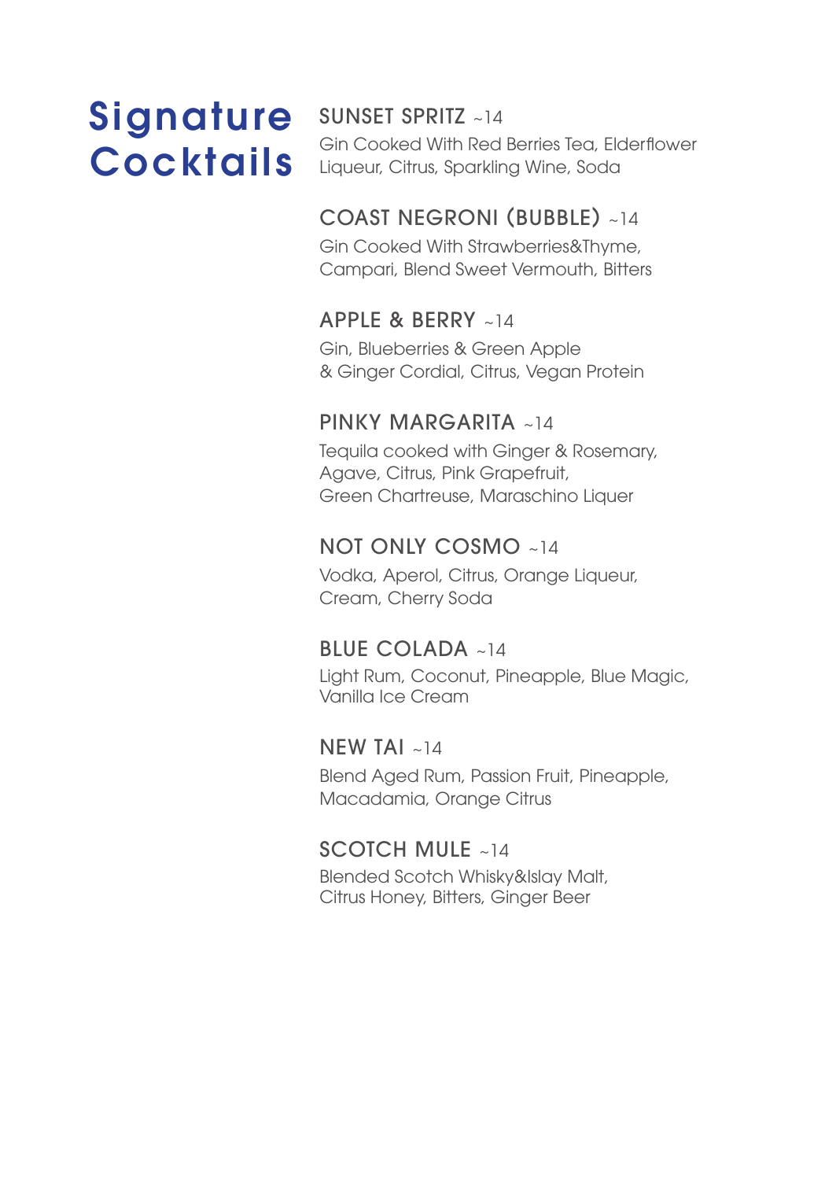# Signature Cocktails

## SUNSET SPRITZ ~14

Gin Cooked With Red Berries Tea, Elderflower Liqueur, Citrus, Sparkling Wine, Soda

## COAST NEGRONI (BUBBLE) ~14

Gin Cooked With Strawberries&Thyme, Campari, Blend Sweet Vermouth, Bitters

## APPLE & BERRY ~14

Gin, Blueberries & Green Apple & Ginger Cordial, Citrus, Vegan Protein

## PINKY MARGARITA ~14

Tequila cooked with Ginger & Rosemary, Agave, Citrus, Pink Grapefruit, Green Chartreuse, Maraschino Liquer

## NOT ONLY COSMO ~14

Vodka, Aperol, Citrus, Orange Liqueur, Cream, Cherry Soda

## BLUE COLADA ~14

Light Rum, Coconut, Pineapple, Blue Magic, Vanilla Ice Cream

## NEW TAI ~14

Blend Aged Rum, Passion Fruit, Pineapple, Macadamia, Orange Citrus

## SCOTCH MULE ~14

Blended Scotch Whisky&Islay Malt, Citrus Honey, Bitters, Ginger Beer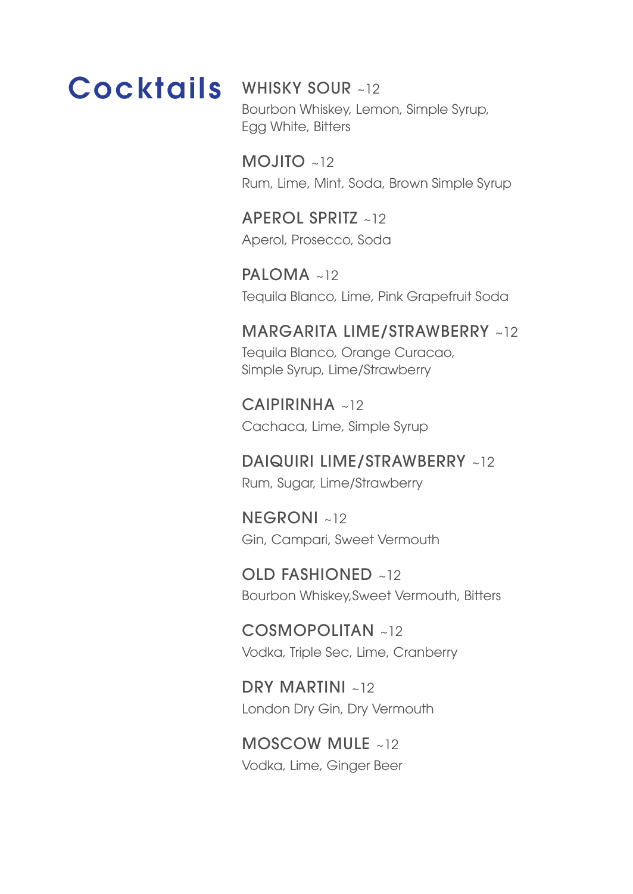# Cocktails

## WHISKY SOUR ~12
Bourbon Whiskey, Lemon, Simple Syrup, Egg White, Bitters

## MOJITO ~12
Rum, Lime, Mint, Soda, Brown Simple Syrup

## APEROL SPRITZ ~12
Aperol, Prosecco, Soda

## PALOMA ~12
Tequila Blanco, Lime, Pink Grapefruit Soda

## MARGARITA LIME/STRAWBERRY ~12
Tequila Blanco, Orange Curacao, Simple Syrup, Lime/Strawberry

## CAIPIRINHA ~12
Cachaca, Lime, Simple Syrup

## DAIQUIRI LIME/STRAWBERRY ~12
Rum, Sugar, Lime/Strawberry

## NEGRONI ~12
Gin, Campari, Sweet Vermouth

## OLD FASHIONED ~12
Bourbon Whiskey,Sweet Vermouth, Bitters

## COSMOPOLITAN ~12
Vodka, Triple Sec, Lime, Cranberry

## DRY MARTINI ~12
London Dry Gin, Dry Vermouth

## MOSCOW MULE ~12
Vodka, Lime, Ginger Beer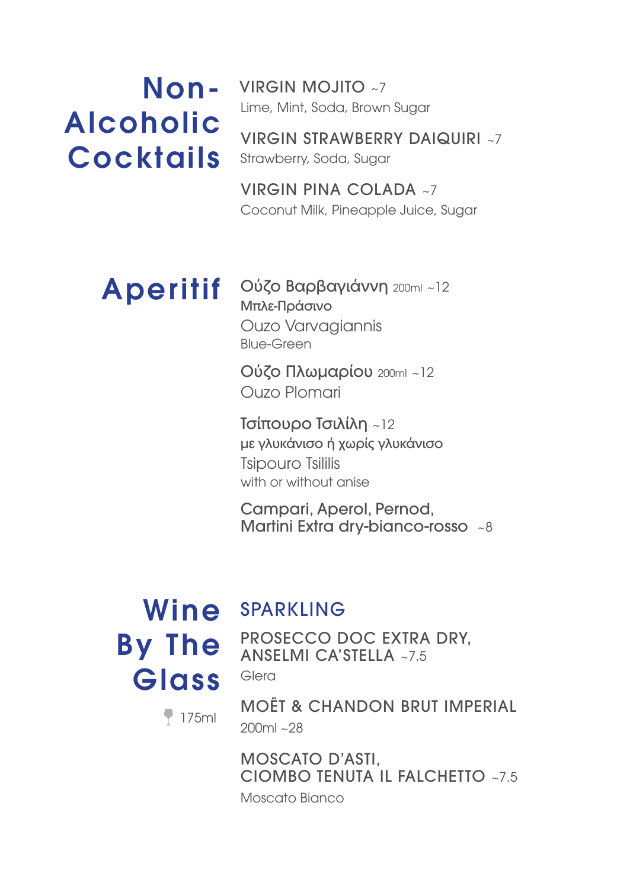## Non-Alcoholic Cocktails

VIRGIN MOJITO ~7
Lime, Mint, Soda, Brown Sugar

VIRGIN STRAWBERRY DAIQUIRI ~7
Strawberry, Soda, Sugar

VIRGIN PINA COLADA ~7
Coconut Milk, Pineapple Juice, Sugar

## Aperitif

Ούζο Βαρβαγιάννη 200ml ~12
Μπλε-Πράσινο
Ouzo Varvagiannis
Blue-Green

Ούζο Πλωμαρίου 200ml ~12
Ouzo Plomari

Τσίπουρο Τσιλίλη ~12
με γλυκάνισο ή χωρίς γλυκάνισο
Tsipouro Tsililis
with or without anise

Campari, Aperol, Pernod,
Martini Extra dry-bianco-rosso ~8

## Wine By The Glass

175ml

### SPARKLING

PROSECCO DOC EXTRA DRY,
ANSELMI CA'STELLA ~7.5
Glera

MOËT & CHANDON BRUT IMPERIAL
200ml ~28

MOSCATO D'ASTI,
CIOMBO TENUTA IL FALCHETTO ~7.5
Moscato Bianco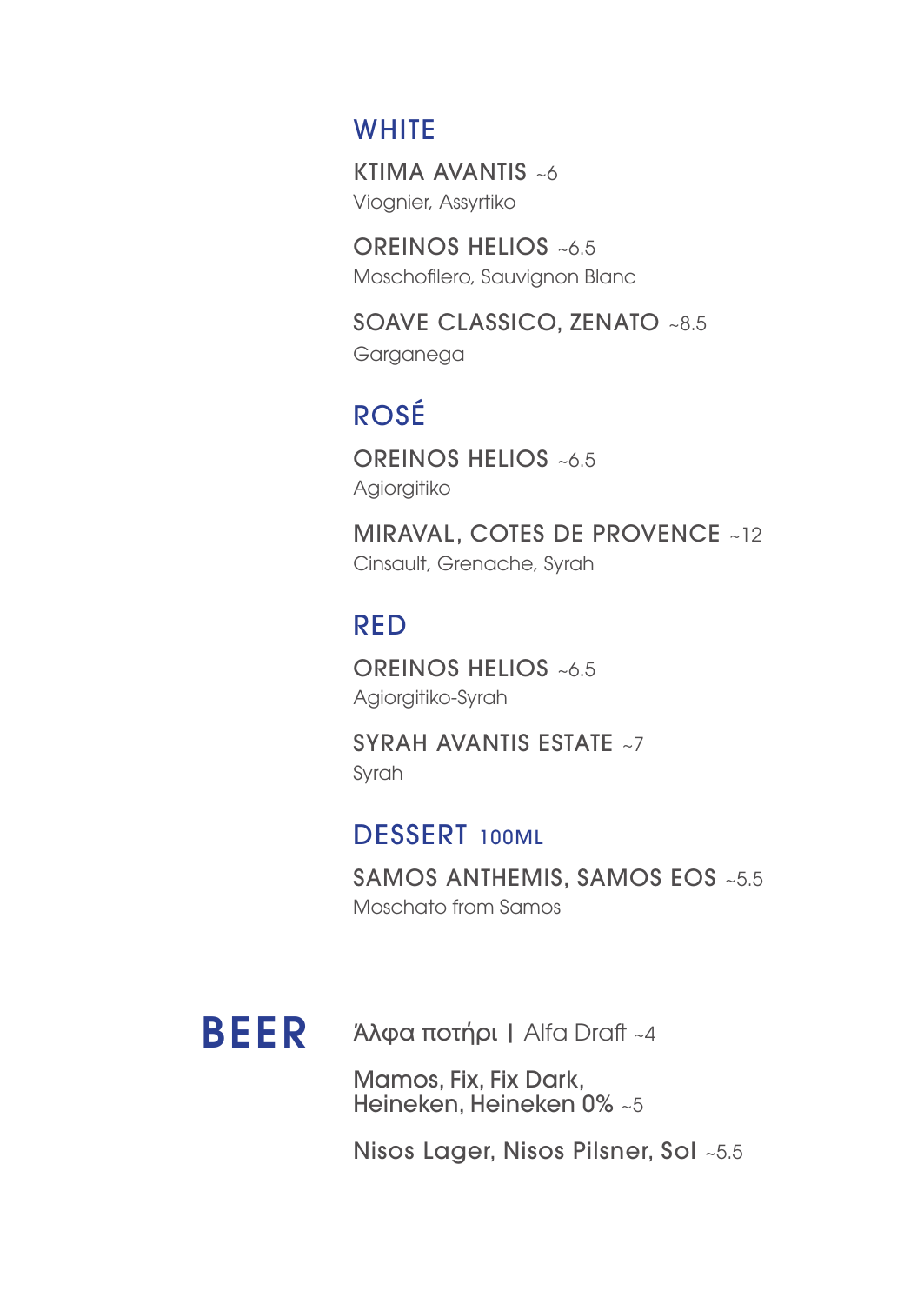## WHITE

**KTIMA AVANTIS** ~6
Viognier, Assyrtiko

**OREINOS HELIOS** ~6.5
Moschofilero, Sauvignon Blanc

**SOAVE CLASSICO, ZENATO** ~8.5
Garganega

## ROSÉ

**OREINOS HELIOS** ~6.5
Agiorgitiko

**MIRAVAL, COTES DE PROVENCE** ~12
Cinsault, Grenache, Syrah

## RED

**OREINOS HELIOS** ~6.5
Agiorgitiko-Syrah

**SYRAH AVANTIS ESTATE** ~7
Syrah

## DESSERT 100ML

**SAMOS ANTHEMIS, SAMOS EOS** ~5.5
Moschato from Samos

# BEER

Άλφα ποτήρι | Alfa Draft ~4

Mamos, Fix, Fix Dark,
Heineken, Heineken 0% ~5

Nisos Lager, Nisos Pilsner, Sol ~5.5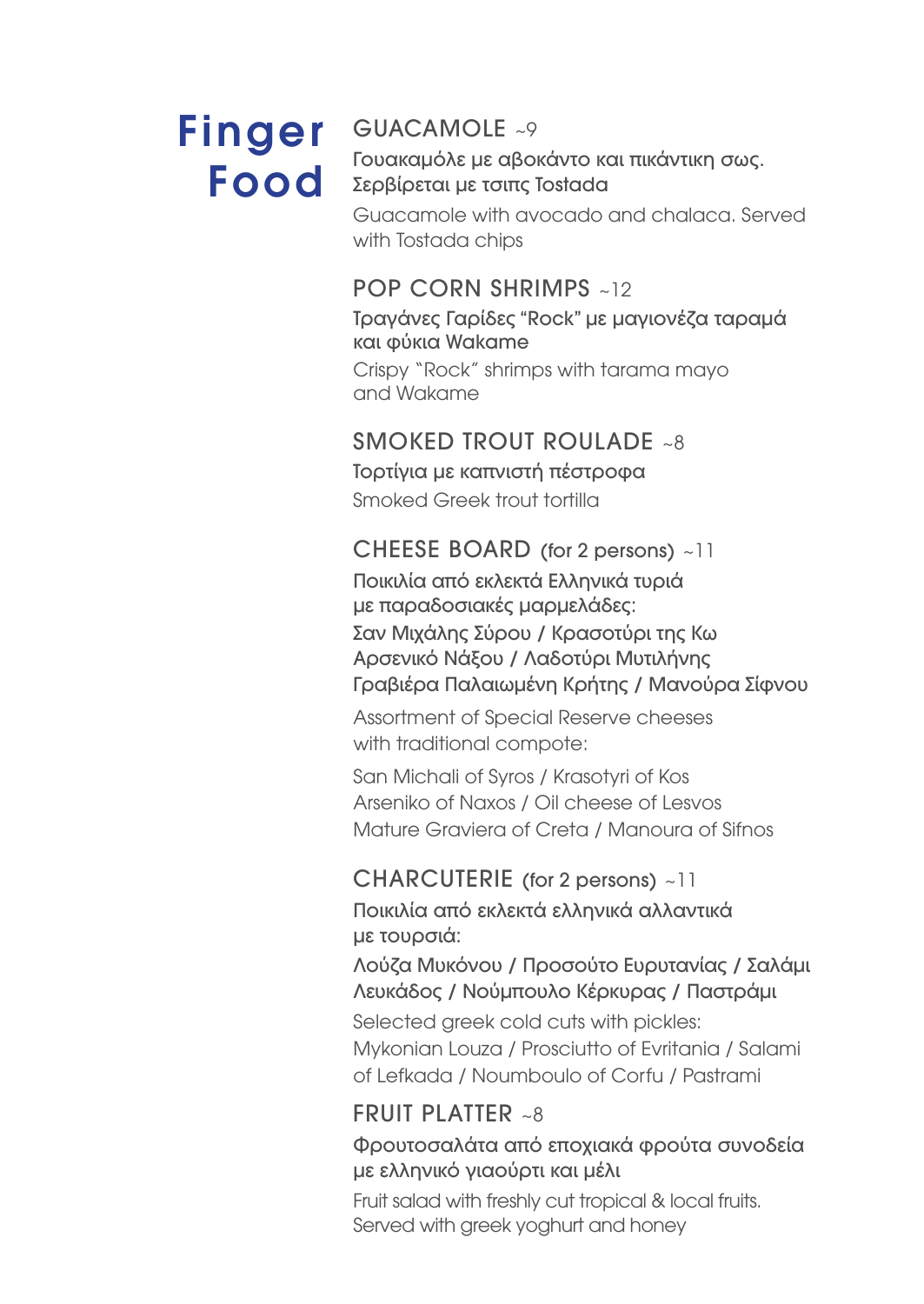# Finger Food

## GUACAMOLE ~9

Γουακαμόλε με αβοκάντο και πικάντικη σως. Σερβίρεται με τσιπς Tostada

Guacamole with avocado and chalaca. Served with Tostada chips

## POP CORN SHRIMPS ~12

Τραγάνες Γαρίδες "Rock" με μαγιονέζα ταραμά και φύκια Wakame

Crispy "Rock" shrimps with tarama mayo and Wakame

## SMOKED TROUT ROULADE ~8

Τορτίγια με καπνιστή πέστροφα

Smoked Greek trout tortilla

## CHEESE BOARD (for 2 persons) ~11

Ποικιλία από εκλεκτά Ελληνικά τυριά με παραδοσιακές μαρμελάδες:
Σαν Μιχάλης Σύρου / Κρασοτύρι της Κω
Αρσενικό Νάξου / Λαδοτύρι Μυτιλήνης
Γραβιέρα Παλαιωμένη Κρήτης / Μανούρα Σίφνου

Assortment of Special Reserve cheeses with traditional compote:

San Michali of Syros / Krasotyri of Kos
Arseniko of Naxos / Oil cheese of Lesvos
Mature Graviera of Creta / Manoura of Sifnos

## CHARCUTERIE (for 2 persons) ~11

Ποικιλία από εκλεκτά ελληνικά αλλαντικά με τουρσιά:

Λούζα Μυκόνου / Προσούτο Ευρυτανίας / Σαλάμι Λευκάδος / Νούμπουλο Κέρκυρας / Παστράμι

Selected greek cold cuts with pickles:
Mykonian Louza / Prosciutto of Evritania / Salami of Lefkada / Noumboulo of Corfu / Pastrami

## FRUIT PLATTER ~8

Φρουτοσαλάτα από εποχιακά φρούτα συνοδεία με ελληνικό γιαούρτι και μέλι

Fruit salad with freshly cut tropical & local fruits. Served with greek yoghurt and honey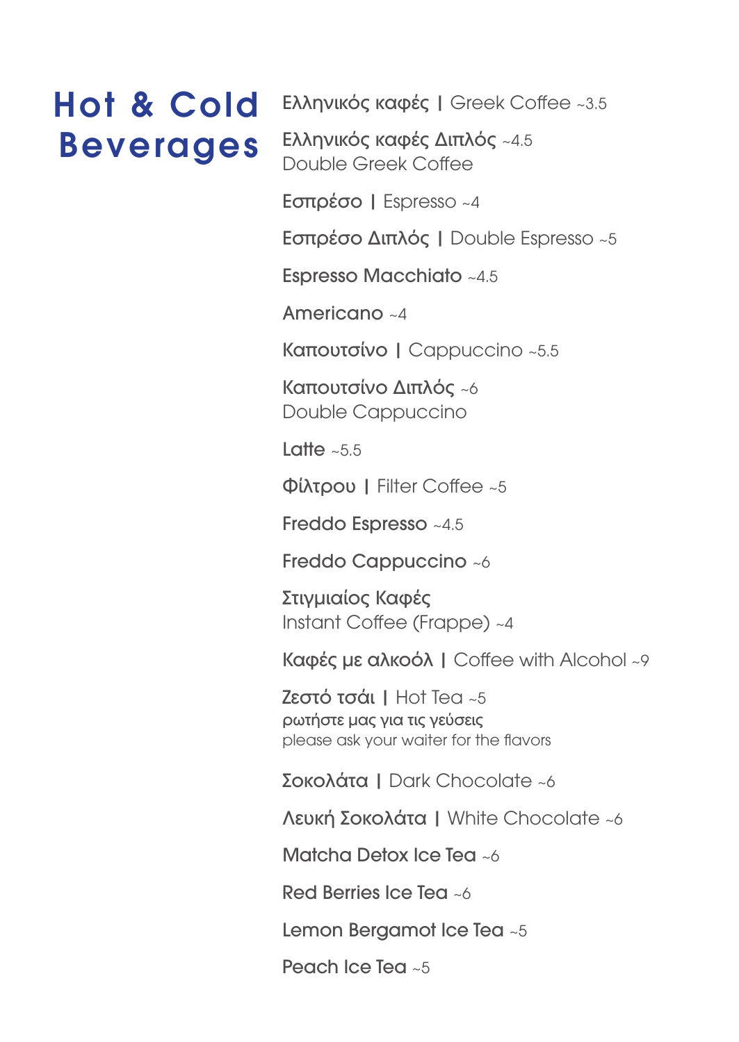# Hot & Cold Beverages

Ελληνικός καφές | Greek Coffee ~3.5

Ελληνικός καφές Διπλός ~4.5
Double Greek Coffee

Εσπρέσο | Espresso ~4

Εσπρέσο Διπλός | Double Espresso ~5

Espresso Macchiato ~4.5

Americano ~4

Καπουτσίνο | Cappuccino ~5.5

Καπουτσίνο Διπλός ~6
Double Cappuccino

Latte ~5.5

Φίλτρου | Filter Coffee ~5

Freddo Espresso ~4.5

Freddo Cappuccino ~6

Στιγμιαίος Καφές
Instant Coffee (Frappe) ~4

Καφές με αλκοόλ | Coffee with Alcohol ~9

Ζεστό τσάι | Hot Tea ~5
ρωτήστε μας για τις γεύσεις
please ask your waiter for the flavors

Σοκολάτα | Dark Chocolate ~6

Λευκή Σοκολάτα | White Chocolate ~6

Matcha Detox Ice Tea ~6

Red Berries Ice Tea ~6

Lemon Bergamot Ice Tea ~5

Peach Ice Tea ~5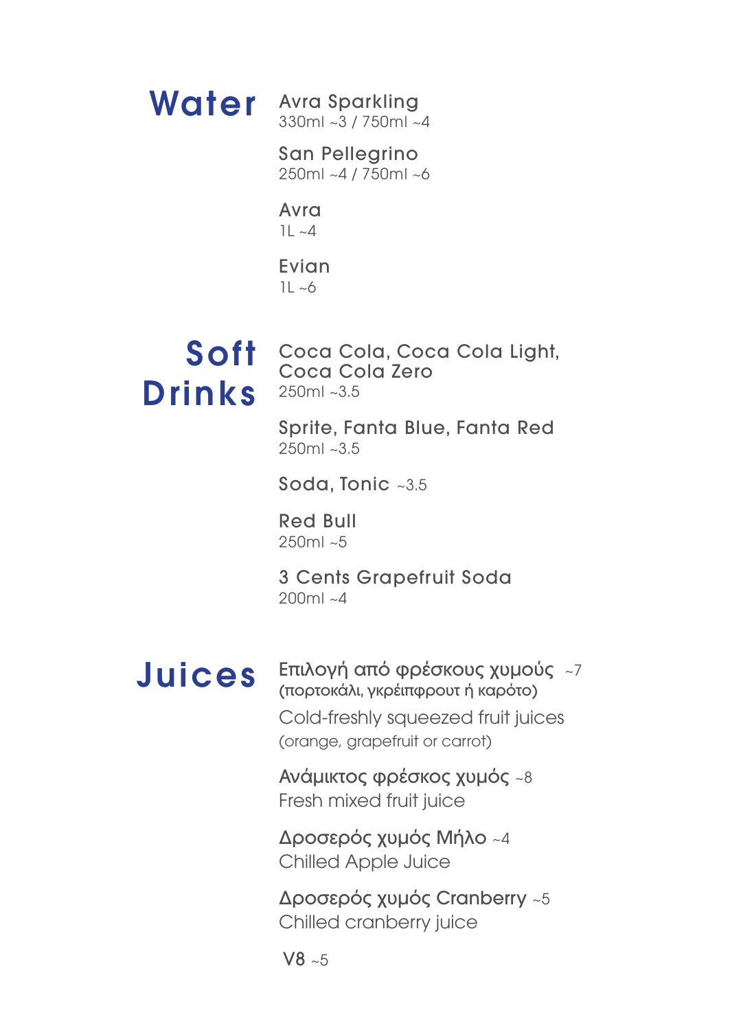## Water

**Avra Sparkling**
330ml ~3 / 750ml ~4

**San Pellegrino**
250ml ~4 / 750ml ~6

**Avra**
1L ~4

**Evian**
1L ~6

## Soft Drinks

**Coca Cola, Coca Cola Light, Coca Cola Zero**
250ml ~3.5

**Sprite, Fanta Blue, Fanta Red**
250ml ~3.5

**Soda, Tonic** ~3.5

**Red Bull**
250ml ~5

**3 Cents Grapefruit Soda**
200ml ~4

## Juices

**Επιλογή από φρέσκους χυμούς** ~7
(πορτοκάλι, γκρέιπφρουτ ή καρότο)
Cold-freshly squeezed fruit juices
(orange, grapefruit or carrot)

**Ανάμικτος φρέσκος χυμός** ~8
Fresh mixed fruit juice

**Δροσερός χυμός Μήλο** ~4
Chilled Apple Juice

**Δροσερός χυμός Cranberry** ~5
Chilled cranberry juice

**V8** ~5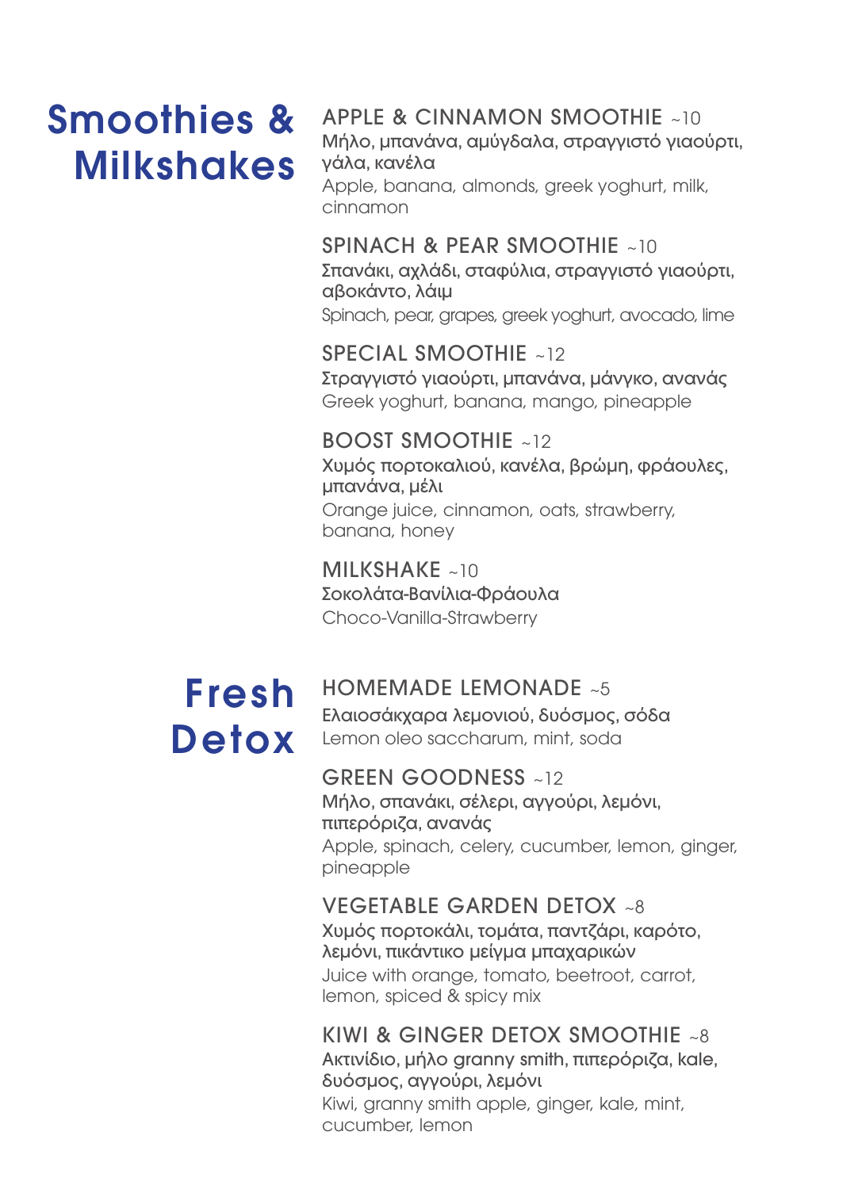# Smoothies & Milkshakes

### APPLE & CINNAMON SMOOTHIE ~10
Μήλο, μπανάνα, αμύγδαλα, στραγγιστό γιαούρτι, γάλα, κανέλα
Apple, banana, almonds, greek yoghurt, milk, cinnamon

### SPINACH & PEAR SMOOTHIE ~10
Σπανάκι, αχλάδι, σταφύλια, στραγγιστό γιαούρτι, αβοκάντο, λάιμ
Spinach, pear, grapes, greek yoghurt, avocado, lime

### SPECIAL SMOOTHIE ~12
Στραγγιστό γιαούρτι, μπανάνα, μάνγκο, ανανάς
Greek yoghurt, banana, mango, pineapple

### BOOST SMOOTHIE ~12
Χυμός πορτοκαλιού, κανέλα, βρώμη, φράουλες, μπανάνα, μέλι
Orange juice, cinnamon, oats, strawberry, banana, honey

### MILKSHAKE ~10
Σοκολάτα-Βανίλια-Φράουλα
Choco-Vanilla-Strawberry

# Fresh Detox

### HOMEMADE LEMONADE ~5
Ελαιοσάκχαρα λεμονιού, δυόσμος, σόδα
Lemon oleo saccharum, mint, soda

### GREEN GOODNESS ~12
Μήλο, σπανάκι, σέλερι, αγγούρι, λεμόνι, πιπερόριζα, ανανάς
Apple, spinach, celery, cucumber, lemon, ginger, pineapple

### VEGETABLE GARDEN DETOX ~8
Χυμός πορτοκάλι, τομάτα, παντζάρι, καρότο, λεμόνι, πικάντικο μείγμα μπαχαρικών
Juice with orange, tomato, beetroot, carrot, lemon, spiced & spicy mix

### KIWI & GINGER DETOX SMOOTHIE ~8
Ακτινίδιο, μήλο granny smith, πιπερόριζα, kale, δυόσμος, αγγούρι, λεμόνι
Kiwi, granny smith apple, ginger, kale, mint, cucumber, lemon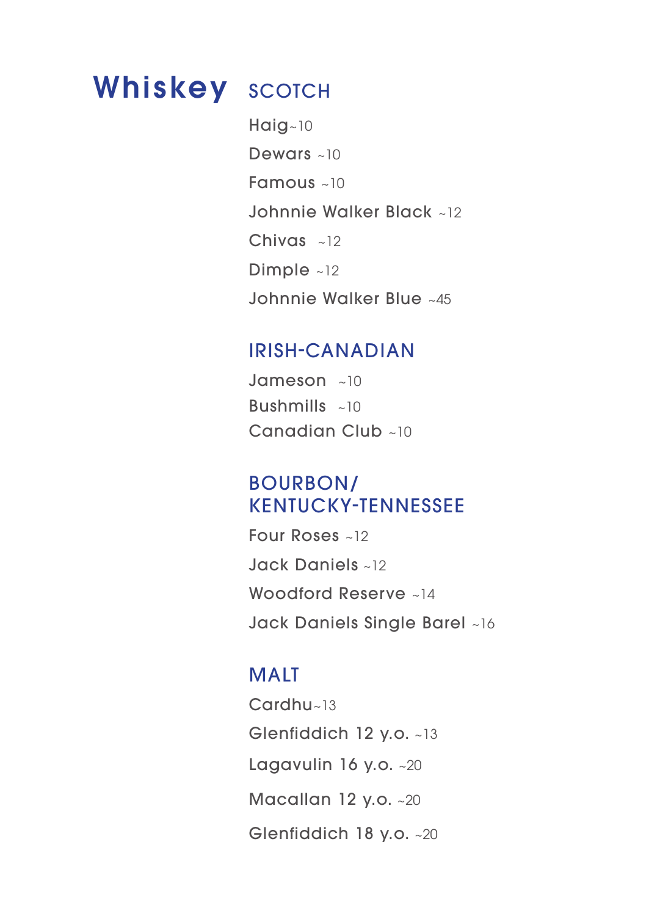# Whiskey

## SCOTCH

Haig~10

Dewars ~10

Famous ~10

Johnnie Walker Black ~12

Chivas ~12

Dimple ~12

Johnnie Walker Blue ~45

## IRISH-CANADIAN

Jameson ~10

Bushmills ~10

Canadian Club ~10

## BOURBON/ KENTUCKY-TENNESSEE

Four Roses ~12

Jack Daniels ~12

Woodford Reserve ~14

Jack Daniels Single Barel ~16

## MALT

Cardhu~13

Glenfiddich 12 y.o. ~13

Lagavulin 16 y.o. ~20

Macallan 12 y.o. ~20

Glenfiddich 18 y.o. ~20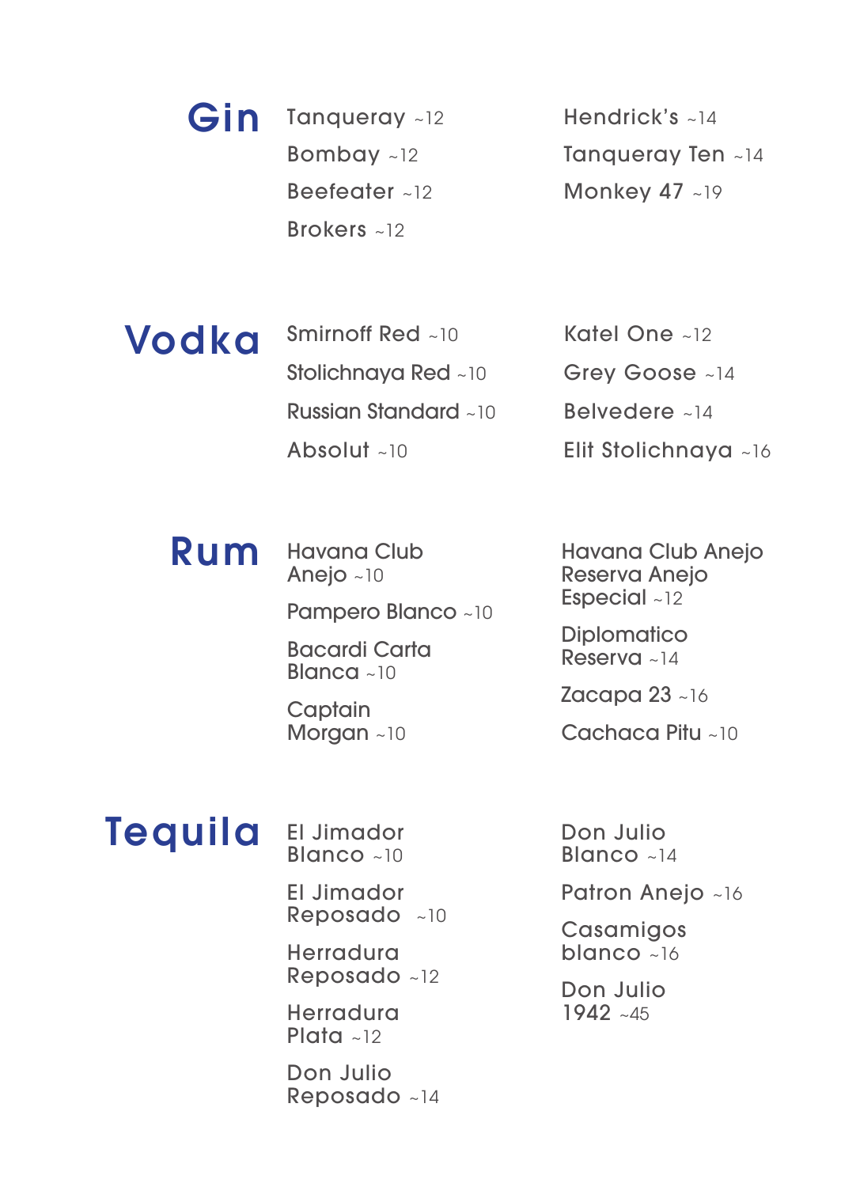## Gin

- Tanqueray ~12
- Bombay ~12
- Beefeater ~12
- Brokers ~12
- Hendrick's ~14
- Tanqueray Ten ~14
- Monkey 47 ~19

## Vodka

- Smirnoff Red ~10
- Stolichnaya Red ~10
- Russian Standard ~10
- Absolut ~10
- Katel One ~12
- Grey Goose ~14
- Belvedere ~14
- Elit Stolichnaya ~16

## Rum

- Havana Club Anejo ~10
- Pampero Blanco ~10
- Bacardi Carta Blanca ~10
- Captain Morgan ~10
- Havana Club Anejo Reserva Anejo Especial ~12
- Diplomatico Reserva ~14
- Zacapa 23 ~16
- Cachaca Pitu ~10

## Tequila

- El Jimador Blanco ~10
- El Jimador Reposado ~10
- Herradura Reposado ~12
- Herradura Plata ~12
- Don Julio Reposado ~14
- Don Julio Blanco ~14
- Patron Anejo ~16
- Casamigos blanco ~16
- Don Julio 1942 ~45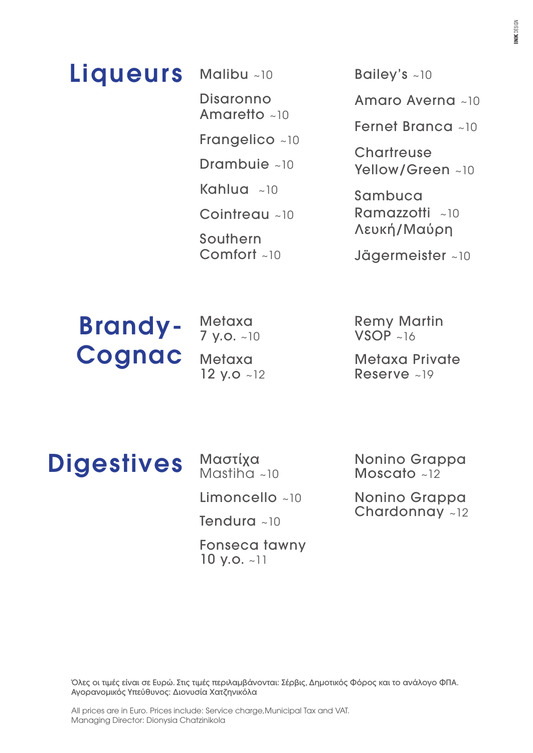# Liqueurs

- Malibu ~10
- Disaronno Amaretto ~10
- Frangelico ~10
- Drambuie ~10
- Kahlua ~10
- Cointreau ~10
- Southern Comfort ~10
- Bailey's ~10
- Amaro Averna ~10
- Fernet Branca ~10
- Chartreuse Yellow/Green ~10
- Sambuca Ramazzotti ~10 Λευκή/Μαύρη
- Jägermeister ~10

# Brandy-Cognac

- Metaxa 7 y.o. ~10
- Metaxa 12 y.o ~12
- Remy Martin VSOP ~16
- Metaxa Private Reserve ~19

# Digestives

- Μαστίχα Mastiha ~10
- Limoncello ~10
- Tendura ~10
- Fonseca tawny 10 y.o. ~11
- Nonino Grappa Moscato ~12
- Nonino Grappa Chardonnay ~12

Όλες οι τιμές είναι σε Ευρώ. Στις τιμές περιλαμβάνονται: Σέρβις, Δημοτικός Φόρος και το ανάλογο ΦΠΑ.
Αγορανομικός Υπεύθυνος: Διονυσία Χατζηνικόλα

All prices are in Euro. Prices include: Service charge,Municipal Tax and VAT.
Managing Director: Dionysia Chatzinikola